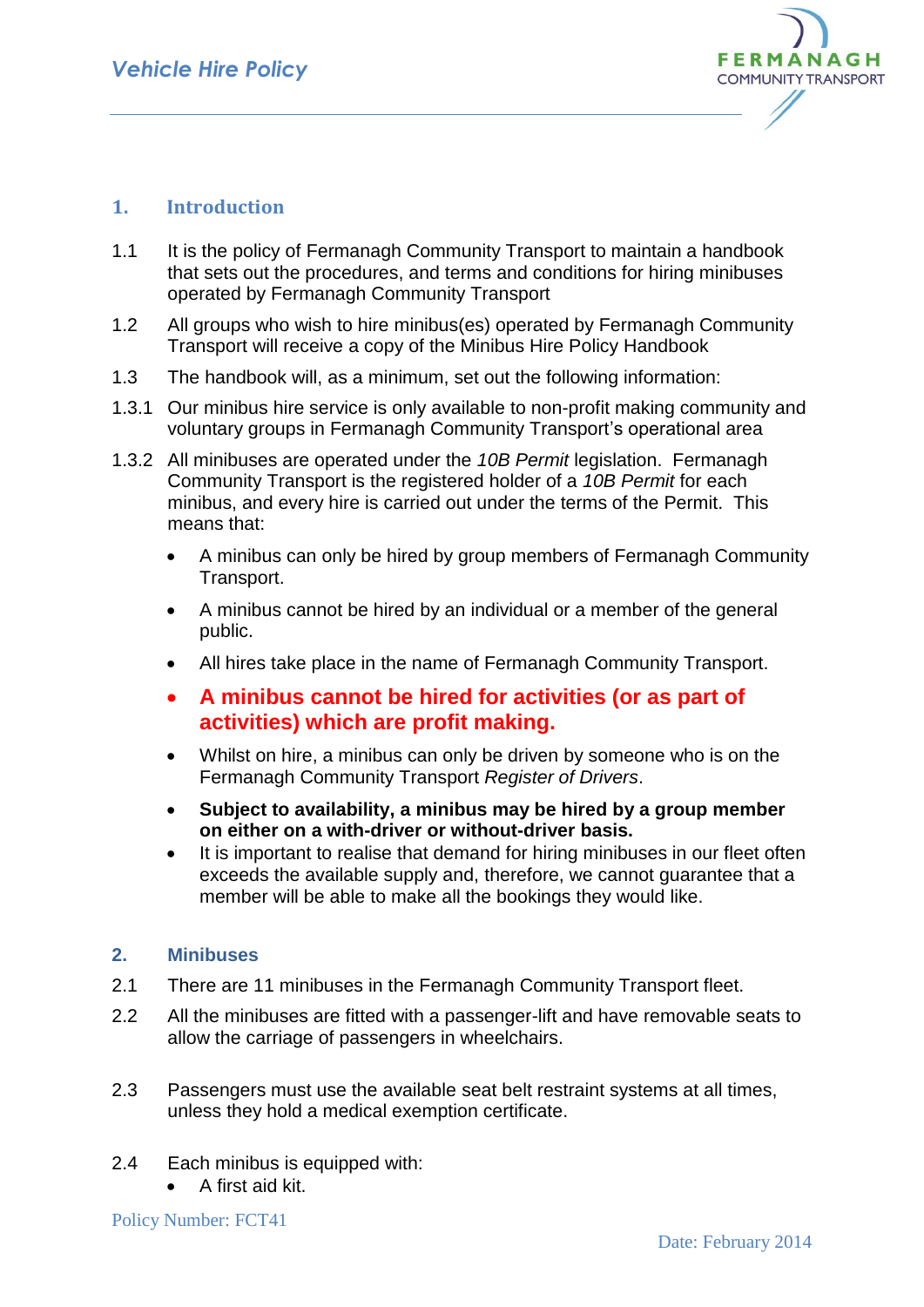## 1. Introduction

1.1 It is the policy of Fermanagh Community Transport to maintain a handbook that sets out the procedures, and terms and conditions for hiring minibuses operated by Fermanagh Community Transport

1.2 All groups who wish to hire minibus(es) operated by Fermanagh Community Transport will receive a copy of the Minibus Hire Policy Handbook

1.3 The handbook will, as a minimum, set out the following information:

1.3.1 Our minibus hire service is only available to non-profit making community and voluntary groups in Fermanagh Community Transport's operational area

1.3.2 All minibuses are operated under the *10B Permit* legislation. Fermanagh Community Transport is the registered holder of a *10B Permit* for each minibus, and every hire is carried out under the terms of the Permit. This means that:

- A minibus can only be hired by group members of Fermanagh Community Transport.
- A minibus cannot be hired by an individual or a member of the general public.
- All hires take place in the name of Fermanagh Community Transport.
- **A minibus cannot be hired for activities (or as part of activities) which are profit making.**
- Whilst on hire, a minibus can only be driven by someone who is on the Fermanagh Community Transport *Register of Drivers*.
- **Subject to availability, a minibus may be hired by a group member on either on a with-driver or without-driver basis.**
- It is important to realise that demand for hiring minibuses in our fleet often exceeds the available supply and, therefore, we cannot guarantee that a member will be able to make all the bookings they would like.

## 2. Minibuses

2.1 There are 11 minibuses in the Fermanagh Community Transport fleet.

2.2 All the minibuses are fitted with a passenger-lift and have removable seats to allow the carriage of passengers in wheelchairs.

2.3 Passengers must use the available seat belt restraint systems at all times, unless they hold a medical exemption certificate.

2.4 Each minibus is equipped with:

- A first aid kit.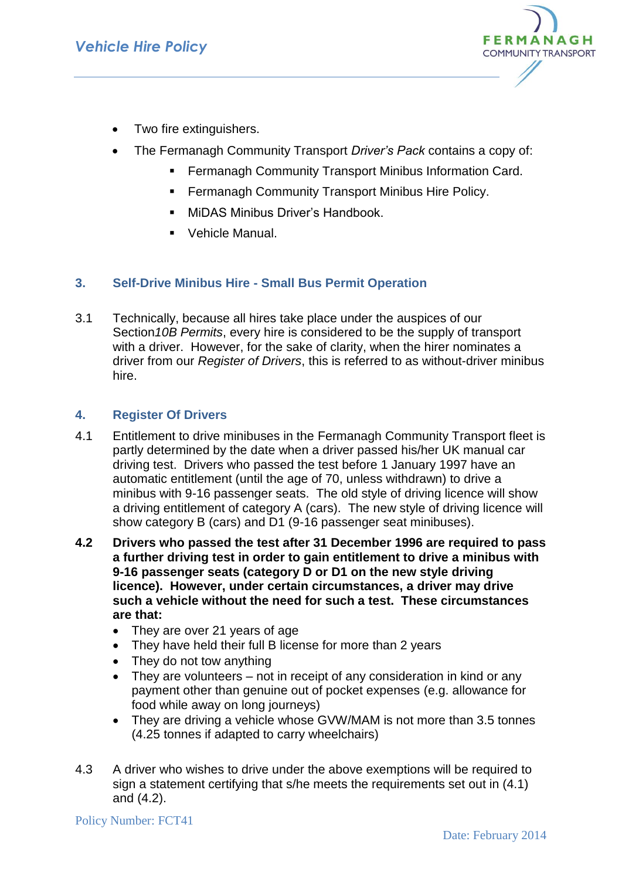- Two fire extinguishers.
- The Fermanagh Community Transport *Driver's Pack* contains a copy of:
  - Fermanagh Community Transport Minibus Information Card.
  - Fermanagh Community Transport Minibus Hire Policy.
  - MiDAS Minibus Driver's Handbook.
  - Vehicle Manual.

## 3. Self-Drive Minibus Hire - Small Bus Permit Operation

3.1 Technically, because all hires take place under the auspices of our Section*10B Permits*, every hire is considered to be the supply of transport with a driver. However, for the sake of clarity, when the hirer nominates a driver from our *Register of Drivers*, this is referred to as without-driver minibus hire.

## 4. Register Of Drivers

4.1 Entitlement to drive minibuses in the Fermanagh Community Transport fleet is partly determined by the date when a driver passed his/her UK manual car driving test. Drivers who passed the test before 1 January 1997 have an automatic entitlement (until the age of 70, unless withdrawn) to drive a minibus with 9-16 passenger seats. The old style of driving licence will show a driving entitlement of category A (cars). The new style of driving licence will show category B (cars) and D1 (9-16 passenger seat minibuses).

**4.2 Drivers who passed the test after 31 December 1996 are required to pass a further driving test in order to gain entitlement to drive a minibus with 9-16 passenger seats (category D or D1 on the new style driving licence). However, under certain circumstances, a driver may drive such a vehicle without the need for such a test. These circumstances are that:**

- They are over 21 years of age
- They have held their full B license for more than 2 years
- They do not tow anything
- They are volunteers – not in receipt of any consideration in kind or any payment other than genuine out of pocket expenses (e.g. allowance for food while away on long journeys)
- They are driving a vehicle whose GVW/MAM is not more than 3.5 tonnes (4.25 tonnes if adapted to carry wheelchairs)

4.3 A driver who wishes to drive under the above exemptions will be required to sign a statement certifying that s/he meets the requirements set out in (4.1) and (4.2).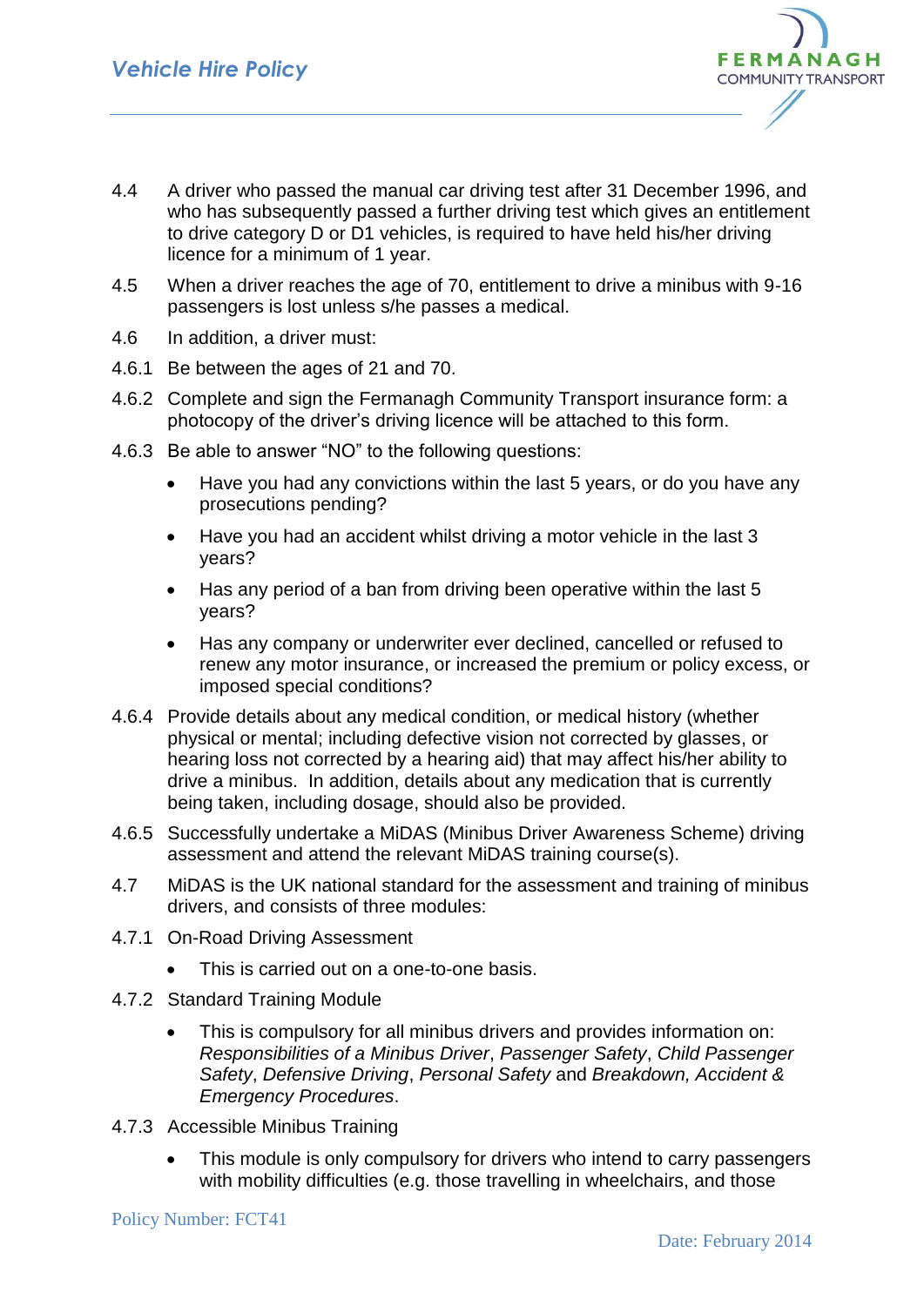4.4 A driver who passed the manual car driving test after 31 December 1996, and who has subsequently passed a further driving test which gives an entitlement to drive category D or D1 vehicles, is required to have held his/her driving licence for a minimum of 1 year.

4.5 When a driver reaches the age of 70, entitlement to drive a minibus with 9-16 passengers is lost unless s/he passes a medical.

4.6 In addition, a driver must:

4.6.1 Be between the ages of 21 and 70.

4.6.2 Complete and sign the Fermanagh Community Transport insurance form: a photocopy of the driver's driving licence will be attached to this form.

4.6.3 Be able to answer "NO" to the following questions:

- Have you had any convictions within the last 5 years, or do you have any prosecutions pending?
- Have you had an accident whilst driving a motor vehicle in the last 3 years?
- Has any period of a ban from driving been operative within the last 5 years?
- Has any company or underwriter ever declined, cancelled or refused to renew any motor insurance, or increased the premium or policy excess, or imposed special conditions?

4.6.4 Provide details about any medical condition, or medical history (whether physical or mental; including defective vision not corrected by glasses, or hearing loss not corrected by a hearing aid) that may affect his/her ability to drive a minibus. In addition, details about any medication that is currently being taken, including dosage, should also be provided.

4.6.5 Successfully undertake a MiDAS (Minibus Driver Awareness Scheme) driving assessment and attend the relevant MiDAS training course(s).

4.7 MiDAS is the UK national standard for the assessment and training of minibus drivers, and consists of three modules:

4.7.1 On-Road Driving Assessment

- This is carried out on a one-to-one basis.

4.7.2 Standard Training Module

- This is compulsory for all minibus drivers and provides information on: *Responsibilities of a Minibus Driver*, *Passenger Safety*, *Child Passenger Safety*, *Defensive Driving*, *Personal Safety* and *Breakdown, Accident & Emergency Procedures*.

4.7.3 Accessible Minibus Training

- This module is only compulsory for drivers who intend to carry passengers with mobility difficulties (e.g. those travelling in wheelchairs, and those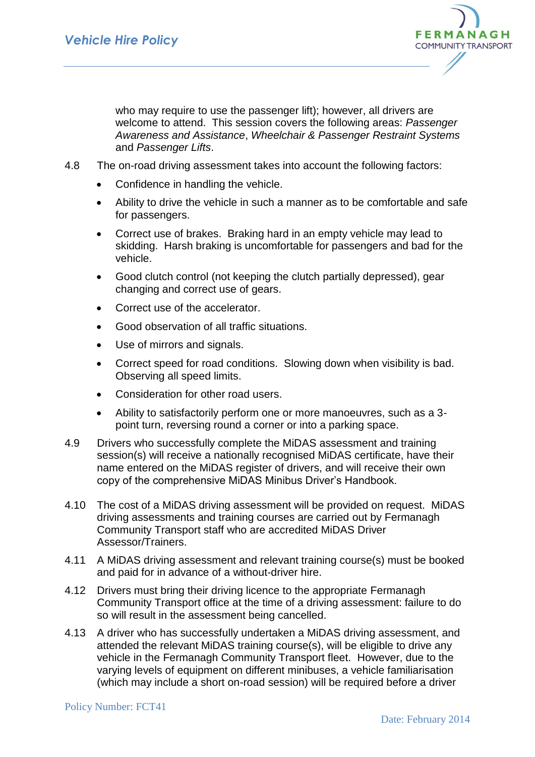who may require to use the passenger lift); however, all drivers are welcome to attend. This session covers the following areas: *Passenger Awareness and Assistance*, *Wheelchair & Passenger Restraint Systems* and *Passenger Lifts*.

4.8 The on-road driving assessment takes into account the following factors:

- Confidence in handling the vehicle.
- Ability to drive the vehicle in such a manner as to be comfortable and safe for passengers.
- Correct use of brakes. Braking hard in an empty vehicle may lead to skidding. Harsh braking is uncomfortable for passengers and bad for the vehicle.
- Good clutch control (not keeping the clutch partially depressed), gear changing and correct use of gears.
- Correct use of the accelerator.
- Good observation of all traffic situations.
- Use of mirrors and signals.
- Correct speed for road conditions. Slowing down when visibility is bad. Observing all speed limits.
- Consideration for other road users.
- Ability to satisfactorily perform one or more manoeuvres, such as a 3-point turn, reversing round a corner or into a parking space.

4.9 Drivers who successfully complete the MiDAS assessment and training session(s) will receive a nationally recognised MiDAS certificate, have their name entered on the MiDAS register of drivers, and will receive their own copy of the comprehensive MiDAS Minibus Driver's Handbook.

4.10 The cost of a MiDAS driving assessment will be provided on request. MiDAS driving assessments and training courses are carried out by Fermanagh Community Transport staff who are accredited MiDAS Driver Assessor/Trainers.

4.11 A MiDAS driving assessment and relevant training course(s) must be booked and paid for in advance of a without-driver hire.

4.12 Drivers must bring their driving licence to the appropriate Fermanagh Community Transport office at the time of a driving assessment: failure to do so will result in the assessment being cancelled.

4.13 A driver who has successfully undertaken a MiDAS driving assessment, and attended the relevant MiDAS training course(s), will be eligible to drive any vehicle in the Fermanagh Community Transport fleet. However, due to the varying levels of equipment on different minibuses, a vehicle familiarisation (which may include a short on-road session) will be required before a driver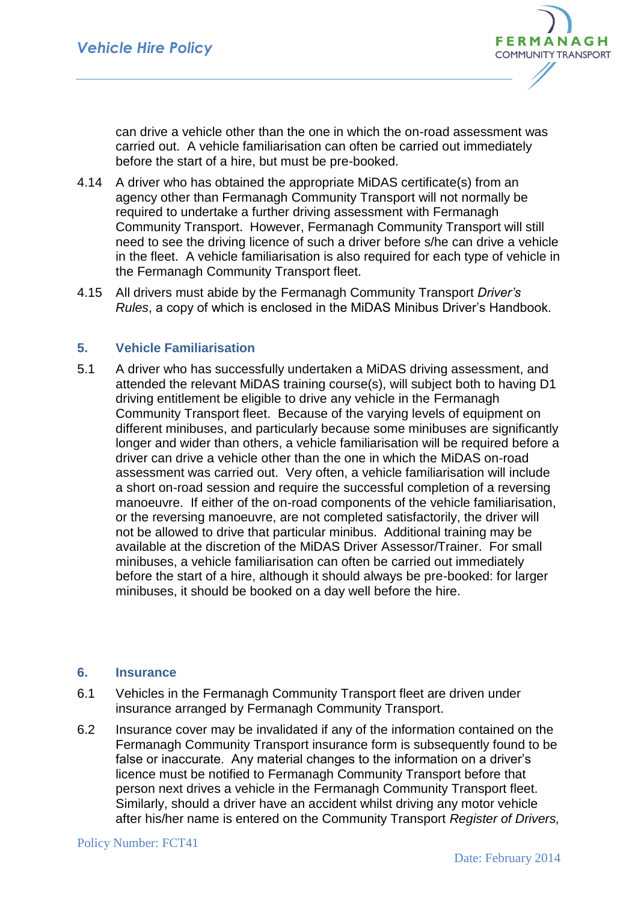can drive a vehicle other than the one in which the on-road assessment was carried out. A vehicle familiarisation can often be carried out immediately before the start of a hire, but must be pre-booked.

4.14 A driver who has obtained the appropriate MiDAS certificate(s) from an agency other than Fermanagh Community Transport will not normally be required to undertake a further driving assessment with Fermanagh Community Transport. However, Fermanagh Community Transport will still need to see the driving licence of such a driver before s/he can drive a vehicle in the fleet. A vehicle familiarisation is also required for each type of vehicle in the Fermanagh Community Transport fleet.

4.15 All drivers must abide by the Fermanagh Community Transport *Driver's Rules*, a copy of which is enclosed in the MiDAS Minibus Driver's Handbook.

## 5. Vehicle Familiarisation

5.1 A driver who has successfully undertaken a MiDAS driving assessment, and attended the relevant MiDAS training course(s), will subject both to having D1 driving entitlement be eligible to drive any vehicle in the Fermanagh Community Transport fleet. Because of the varying levels of equipment on different minibuses, and particularly because some minibuses are significantly longer and wider than others, a vehicle familiarisation will be required before a driver can drive a vehicle other than the one in which the MiDAS on-road assessment was carried out. Very often, a vehicle familiarisation will include a short on-road session and require the successful completion of a reversing manoeuvre. If either of the on-road components of the vehicle familiarisation, or the reversing manoeuvre, are not completed satisfactorily, the driver will not be allowed to drive that particular minibus. Additional training may be available at the discretion of the MiDAS Driver Assessor/Trainer. For small minibuses, a vehicle familiarisation can often be carried out immediately before the start of a hire, although it should always be pre-booked: for larger minibuses, it should be booked on a day well before the hire.

## 6. Insurance

6.1 Vehicles in the Fermanagh Community Transport fleet are driven under insurance arranged by Fermanagh Community Transport.

6.2 Insurance cover may be invalidated if any of the information contained on the Fermanagh Community Transport insurance form is subsequently found to be false or inaccurate. Any material changes to the information on a driver's licence must be notified to Fermanagh Community Transport before that person next drives a vehicle in the Fermanagh Community Transport fleet. Similarly, should a driver have an accident whilst driving any motor vehicle after his/her name is entered on the Community Transport *Register of Drivers,*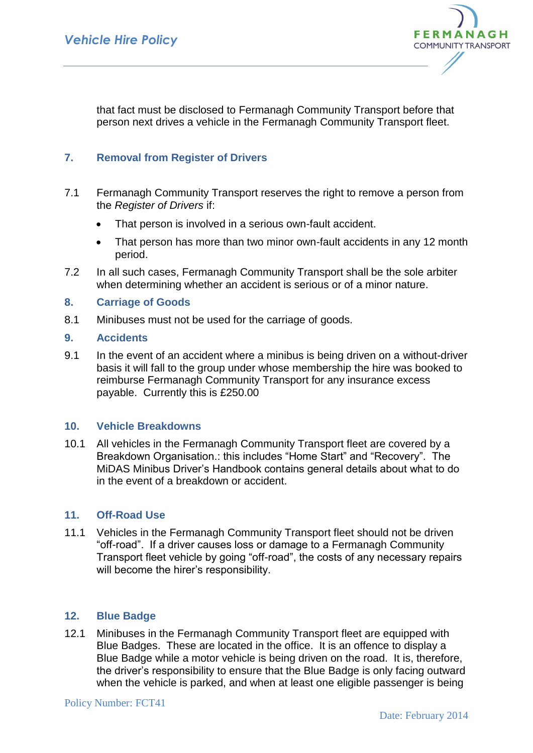that fact must be disclosed to Fermanagh Community Transport before that person next drives a vehicle in the Fermanagh Community Transport fleet.

## 7. Removal from Register of Drivers

7.1 Fermanagh Community Transport reserves the right to remove a person from the *Register of Drivers* if:

- That person is involved in a serious own-fault accident.
- That person has more than two minor own-fault accidents in any 12 month period.

7.2 In all such cases, Fermanagh Community Transport shall be the sole arbiter when determining whether an accident is serious or of a minor nature.

## 8. Carriage of Goods

8.1 Minibuses must not be used for the carriage of goods.

## 9. Accidents

9.1 In the event of an accident where a minibus is being driven on a without-driver basis it will fall to the group under whose membership the hire was booked to reimburse Fermanagh Community Transport for any insurance excess payable. Currently this is £250.00

## 10. Vehicle Breakdowns

10.1 All vehicles in the Fermanagh Community Transport fleet are covered by a Breakdown Organisation.: this includes "Home Start" and "Recovery". The MiDAS Minibus Driver's Handbook contains general details about what to do in the event of a breakdown or accident.

## 11. Off-Road Use

11.1 Vehicles in the Fermanagh Community Transport fleet should not be driven "off-road". If a driver causes loss or damage to a Fermanagh Community Transport fleet vehicle by going "off-road", the costs of any necessary repairs will become the hirer's responsibility.

## 12. Blue Badge

12.1 Minibuses in the Fermanagh Community Transport fleet are equipped with Blue Badges. These are located in the office. It is an offence to display a Blue Badge while a motor vehicle is being driven on the road. It is, therefore, the driver's responsibility to ensure that the Blue Badge is only facing outward when the vehicle is parked, and when at least one eligible passenger is being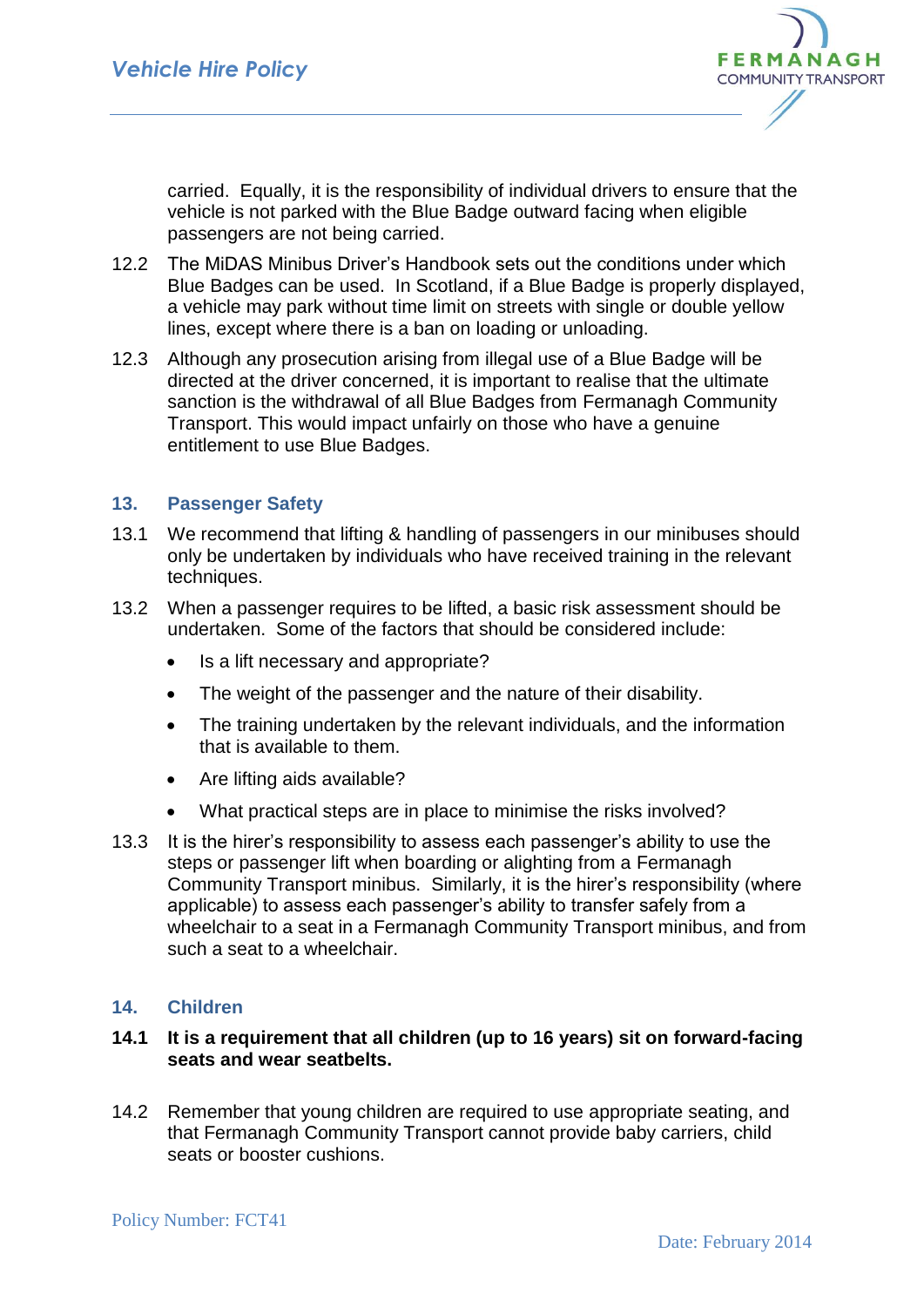carried. Equally, it is the responsibility of individual drivers to ensure that the vehicle is not parked with the Blue Badge outward facing when eligible passengers are not being carried.

12.2 The MiDAS Minibus Driver's Handbook sets out the conditions under which Blue Badges can be used. In Scotland, if a Blue Badge is properly displayed, a vehicle may park without time limit on streets with single or double yellow lines, except where there is a ban on loading or unloading.

12.3 Although any prosecution arising from illegal use of a Blue Badge will be directed at the driver concerned, it is important to realise that the ultimate sanction is the withdrawal of all Blue Badges from Fermanagh Community Transport. This would impact unfairly on those who have a genuine entitlement to use Blue Badges.

## 13. Passenger Safety

13.1 We recommend that lifting & handling of passengers in our minibuses should only be undertaken by individuals who have received training in the relevant techniques.

13.2 When a passenger requires to be lifted, a basic risk assessment should be undertaken. Some of the factors that should be considered include:

- Is a lift necessary and appropriate?
- The weight of the passenger and the nature of their disability.
- The training undertaken by the relevant individuals, and the information that is available to them.
- Are lifting aids available?
- What practical steps are in place to minimise the risks involved?

13.3 It is the hirer's responsibility to assess each passenger's ability to use the steps or passenger lift when boarding or alighting from a Fermanagh Community Transport minibus. Similarly, it is the hirer's responsibility (where applicable) to assess each passenger's ability to transfer safely from a wheelchair to a seat in a Fermanagh Community Transport minibus, and from such a seat to a wheelchair.

## 14. Children

**14.1 It is a requirement that all children (up to 16 years) sit on forward-facing seats and wear seatbelts.**

14.2 Remember that young children are required to use appropriate seating, and that Fermanagh Community Transport cannot provide baby carriers, child seats or booster cushions.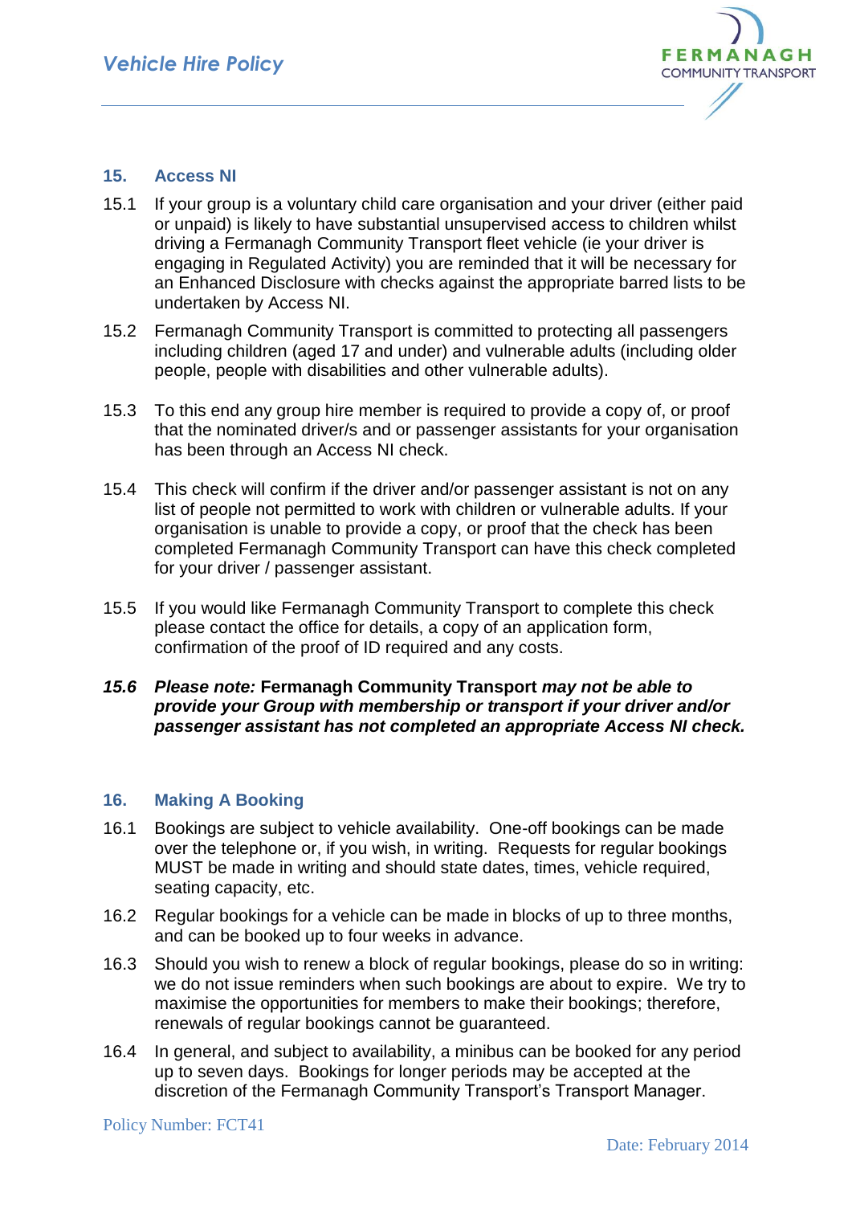## 15. Access NI

15.1 If your group is a voluntary child care organisation and your driver (either paid or unpaid) is likely to have substantial unsupervised access to children whilst driving a Fermanagh Community Transport fleet vehicle (ie your driver is engaging in Regulated Activity) you are reminded that it will be necessary for an Enhanced Disclosure with checks against the appropriate barred lists to be undertaken by Access NI.

15.2 Fermanagh Community Transport is committed to protecting all passengers including children (aged 17 and under) and vulnerable adults (including older people, people with disabilities and other vulnerable adults).

15.3 To this end any group hire member is required to provide a copy of, or proof that the nominated driver/s and or passenger assistants for your organisation has been through an Access NI check.

15.4 This check will confirm if the driver and/or passenger assistant is not on any list of people not permitted to work with children or vulnerable adults. If your organisation is unable to provide a copy, or proof that the check has been completed Fermanagh Community Transport can have this check completed for your driver / passenger assistant.

15.5 If you would like Fermanagh Community Transport to complete this check please contact the office for details, a copy of an application form, confirmation of the proof of ID required and any costs.

***15.6 Please note:* Fermanagh Community Transport *may not be able to provide your Group with membership or transport if your driver and/or passenger assistant has not completed an appropriate Access NI check.***

## 16. Making A Booking

16.1 Bookings are subject to vehicle availability. One-off bookings can be made over the telephone or, if you wish, in writing. Requests for regular bookings MUST be made in writing and should state dates, times, vehicle required, seating capacity, etc.

16.2 Regular bookings for a vehicle can be made in blocks of up to three months, and can be booked up to four weeks in advance.

16.3 Should you wish to renew a block of regular bookings, please do so in writing: we do not issue reminders when such bookings are about to expire. We try to maximise the opportunities for members to make their bookings; therefore, renewals of regular bookings cannot be guaranteed.

16.4 In general, and subject to availability, a minibus can be booked for any period up to seven days. Bookings for longer periods may be accepted at the discretion of the Fermanagh Community Transport's Transport Manager.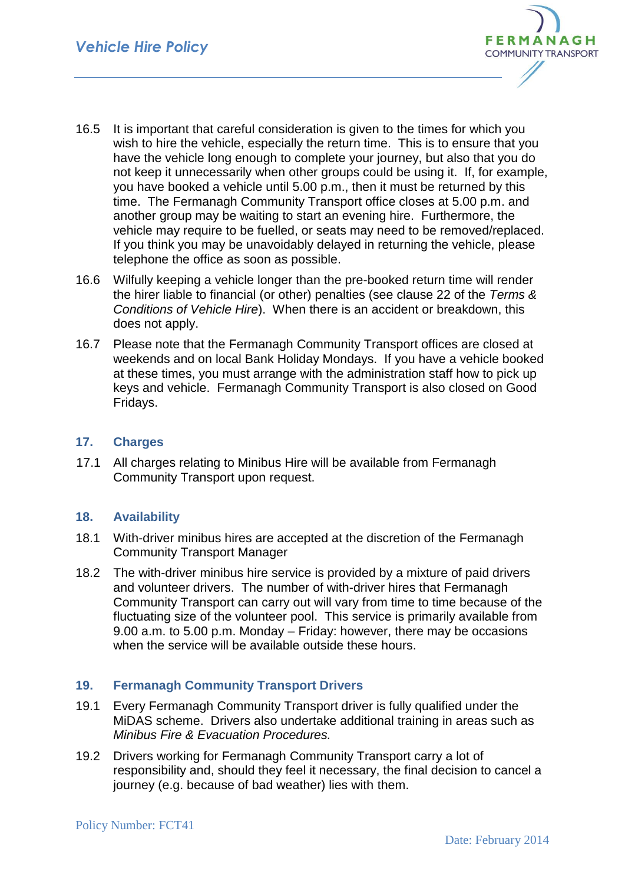16.5 It is important that careful consideration is given to the times for which you wish to hire the vehicle, especially the return time. This is to ensure that you have the vehicle long enough to complete your journey, but also that you do not keep it unnecessarily when other groups could be using it. If, for example, you have booked a vehicle until 5.00 p.m., then it must be returned by this time. The Fermanagh Community Transport office closes at 5.00 p.m. and another group may be waiting to start an evening hire. Furthermore, the vehicle may require to be fuelled, or seats may need to be removed/replaced. If you think you may be unavoidably delayed in returning the vehicle, please telephone the office as soon as possible.

16.6 Wilfully keeping a vehicle longer than the pre-booked return time will render the hirer liable to financial (or other) penalties (see clause 22 of the *Terms & Conditions of Vehicle Hire*). When there is an accident or breakdown, this does not apply.

16.7 Please note that the Fermanagh Community Transport offices are closed at weekends and on local Bank Holiday Mondays. If you have a vehicle booked at these times, you must arrange with the administration staff how to pick up keys and vehicle. Fermanagh Community Transport is also closed on Good Fridays.

## 17. Charges

17.1 All charges relating to Minibus Hire will be available from Fermanagh Community Transport upon request.

## 18. Availability

18.1 With-driver minibus hires are accepted at the discretion of the Fermanagh Community Transport Manager

18.2 The with-driver minibus hire service is provided by a mixture of paid drivers and volunteer drivers. The number of with-driver hires that Fermanagh Community Transport can carry out will vary from time to time because of the fluctuating size of the volunteer pool. This service is primarily available from 9.00 a.m. to 5.00 p.m. Monday – Friday: however, there may be occasions when the service will be available outside these hours.

## 19. Fermanagh Community Transport Drivers

19.1 Every Fermanagh Community Transport driver is fully qualified under the MiDAS scheme. Drivers also undertake additional training in areas such as *Minibus Fire & Evacuation Procedures.*

19.2 Drivers working for Fermanagh Community Transport carry a lot of responsibility and, should they feel it necessary, the final decision to cancel a journey (e.g. because of bad weather) lies with them.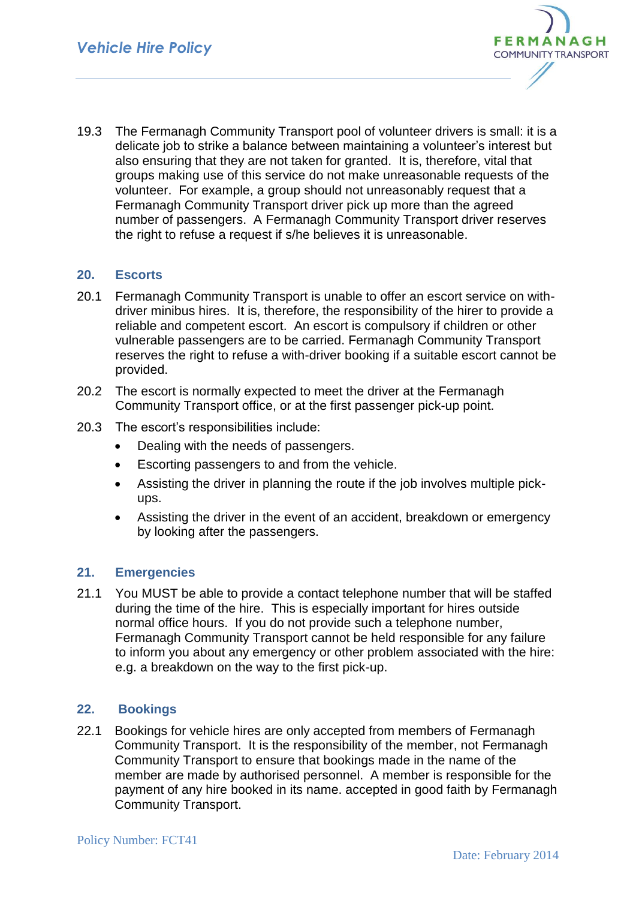19.3 The Fermanagh Community Transport pool of volunteer drivers is small: it is a delicate job to strike a balance between maintaining a volunteer's interest but also ensuring that they are not taken for granted. It is, therefore, vital that groups making use of this service do not make unreasonable requests of the volunteer. For example, a group should not unreasonably request that a Fermanagh Community Transport driver pick up more than the agreed number of passengers. A Fermanagh Community Transport driver reserves the right to refuse a request if s/he believes it is unreasonable.

## 20. Escorts

20.1 Fermanagh Community Transport is unable to offer an escort service on with-driver minibus hires. It is, therefore, the responsibility of the hirer to provide a reliable and competent escort. An escort is compulsory if children or other vulnerable passengers are to be carried. Fermanagh Community Transport reserves the right to refuse a with-driver booking if a suitable escort cannot be provided.

20.2 The escort is normally expected to meet the driver at the Fermanagh Community Transport office, or at the first passenger pick-up point.

20.3 The escort's responsibilities include:

- Dealing with the needs of passengers.
- Escorting passengers to and from the vehicle.
- Assisting the driver in planning the route if the job involves multiple pick-ups.
- Assisting the driver in the event of an accident, breakdown or emergency by looking after the passengers.

## 21. Emergencies

21.1 You MUST be able to provide a contact telephone number that will be staffed during the time of the hire. This is especially important for hires outside normal office hours. If you do not provide such a telephone number, Fermanagh Community Transport cannot be held responsible for any failure to inform you about any emergency or other problem associated with the hire: e.g. a breakdown on the way to the first pick-up.

## 22. Bookings

22.1 Bookings for vehicle hires are only accepted from members of Fermanagh Community Transport. It is the responsibility of the member, not Fermanagh Community Transport to ensure that bookings made in the name of the member are made by authorised personnel. A member is responsible for the payment of any hire booked in its name. accepted in good faith by Fermanagh Community Transport.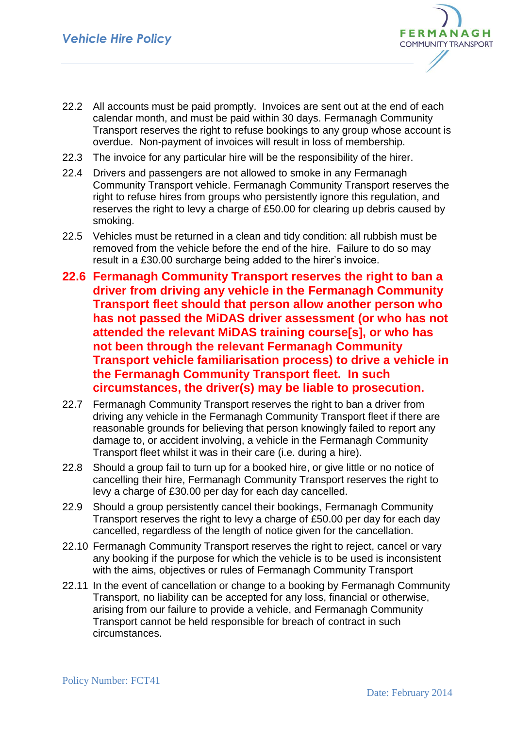22.2 All accounts must be paid promptly. Invoices are sent out at the end of each calendar month, and must be paid within 30 days. Fermanagh Community Transport reserves the right to refuse bookings to any group whose account is overdue. Non-payment of invoices will result in loss of membership.

22.3 The invoice for any particular hire will be the responsibility of the hirer.

22.4 Drivers and passengers are not allowed to smoke in any Fermanagh Community Transport vehicle. Fermanagh Community Transport reserves the right to refuse hires from groups who persistently ignore this regulation, and reserves the right to levy a charge of £50.00 for clearing up debris caused by smoking.

22.5 Vehicles must be returned in a clean and tidy condition: all rubbish must be removed from the vehicle before the end of the hire. Failure to do so may result in a £30.00 surcharge being added to the hirer's invoice.

**22.6 Fermanagh Community Transport reserves the right to ban a driver from driving any vehicle in the Fermanagh Community Transport fleet should that person allow another person who has not passed the MiDAS driver assessment (or who has not attended the relevant MiDAS training course[s], or who has not been through the relevant Fermanagh Community Transport vehicle familiarisation process) to drive a vehicle in the Fermanagh Community Transport fleet. In such circumstances, the driver(s) may be liable to prosecution.**

22.7 Fermanagh Community Transport reserves the right to ban a driver from driving any vehicle in the Fermanagh Community Transport fleet if there are reasonable grounds for believing that person knowingly failed to report any damage to, or accident involving, a vehicle in the Fermanagh Community Transport fleet whilst it was in their care (i.e. during a hire).

22.8 Should a group fail to turn up for a booked hire, or give little or no notice of cancelling their hire, Fermanagh Community Transport reserves the right to levy a charge of £30.00 per day for each day cancelled.

22.9 Should a group persistently cancel their bookings, Fermanagh Community Transport reserves the right to levy a charge of £50.00 per day for each day cancelled, regardless of the length of notice given for the cancellation.

22.10 Fermanagh Community Transport reserves the right to reject, cancel or vary any booking if the purpose for which the vehicle is to be used is inconsistent with the aims, objectives or rules of Fermanagh Community Transport

22.11 In the event of cancellation or change to a booking by Fermanagh Community Transport, no liability can be accepted for any loss, financial or otherwise, arising from our failure to provide a vehicle, and Fermanagh Community Transport cannot be held responsible for breach of contract in such circumstances.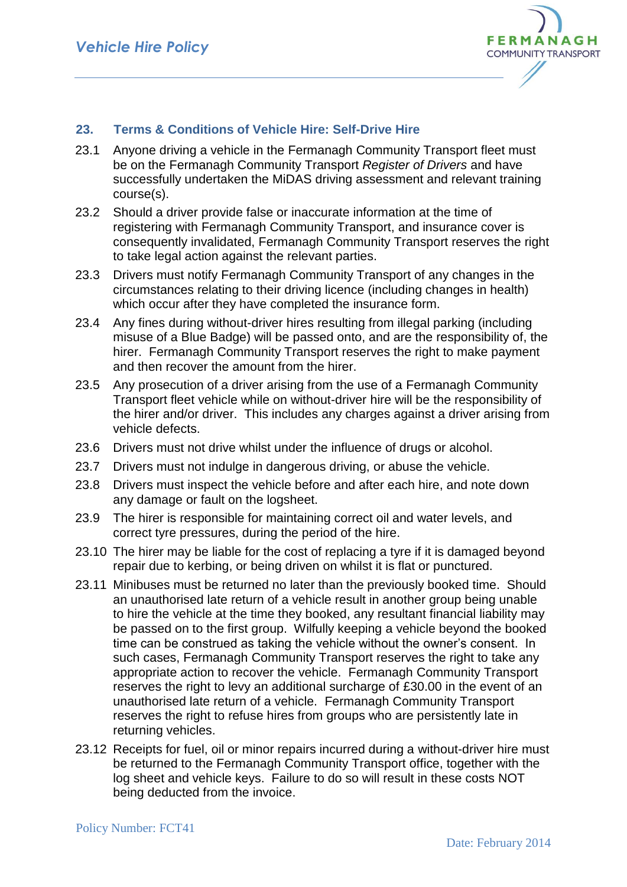## 23. Terms & Conditions of Vehicle Hire: Self-Drive Hire

23.1 Anyone driving a vehicle in the Fermanagh Community Transport fleet must be on the Fermanagh Community Transport *Register of Drivers* and have successfully undertaken the MiDAS driving assessment and relevant training course(s).

23.2 Should a driver provide false or inaccurate information at the time of registering with Fermanagh Community Transport, and insurance cover is consequently invalidated, Fermanagh Community Transport reserves the right to take legal action against the relevant parties.

23.3 Drivers must notify Fermanagh Community Transport of any changes in the circumstances relating to their driving licence (including changes in health) which occur after they have completed the insurance form.

23.4 Any fines during without-driver hires resulting from illegal parking (including misuse of a Blue Badge) will be passed onto, and are the responsibility of, the hirer. Fermanagh Community Transport reserves the right to make payment and then recover the amount from the hirer.

23.5 Any prosecution of a driver arising from the use of a Fermanagh Community Transport fleet vehicle while on without-driver hire will be the responsibility of the hirer and/or driver. This includes any charges against a driver arising from vehicle defects.

23.6 Drivers must not drive whilst under the influence of drugs or alcohol.

23.7 Drivers must not indulge in dangerous driving, or abuse the vehicle.

23.8 Drivers must inspect the vehicle before and after each hire, and note down any damage or fault on the logsheet.

23.9 The hirer is responsible for maintaining correct oil and water levels, and correct tyre pressures, during the period of the hire.

23.10 The hirer may be liable for the cost of replacing a tyre if it is damaged beyond repair due to kerbing, or being driven on whilst it is flat or punctured.

23.11 Minibuses must be returned no later than the previously booked time. Should an unauthorised late return of a vehicle result in another group being unable to hire the vehicle at the time they booked, any resultant financial liability may be passed on to the first group. Wilfully keeping a vehicle beyond the booked time can be construed as taking the vehicle without the owner's consent. In such cases, Fermanagh Community Transport reserves the right to take any appropriate action to recover the vehicle. Fermanagh Community Transport reserves the right to levy an additional surcharge of £30.00 in the event of an unauthorised late return of a vehicle. Fermanagh Community Transport reserves the right to refuse hires from groups who are persistently late in returning vehicles.

23.12 Receipts for fuel, oil or minor repairs incurred during a without-driver hire must be returned to the Fermanagh Community Transport office, together with the log sheet and vehicle keys. Failure to do so will result in these costs NOT being deducted from the invoice.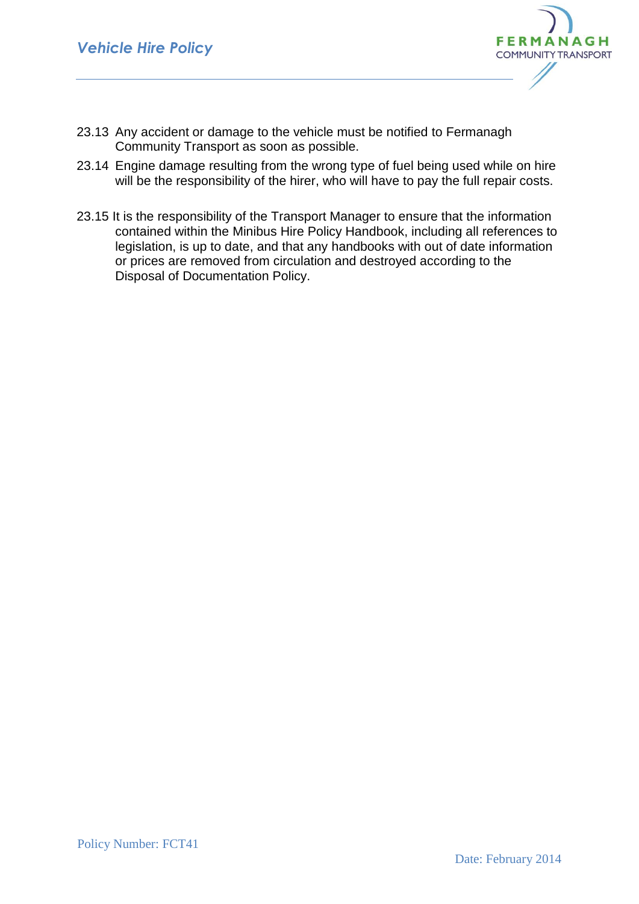23.13 Any accident or damage to the vehicle must be notified to Fermanagh Community Transport as soon as possible.

23.14 Engine damage resulting from the wrong type of fuel being used while on hire will be the responsibility of the hirer, who will have to pay the full repair costs.

23.15 It is the responsibility of the Transport Manager to ensure that the information contained within the Minibus Hire Policy Handbook, including all references to legislation, is up to date, and that any handbooks with out of date information or prices are removed from circulation and destroyed according to the Disposal of Documentation Policy.